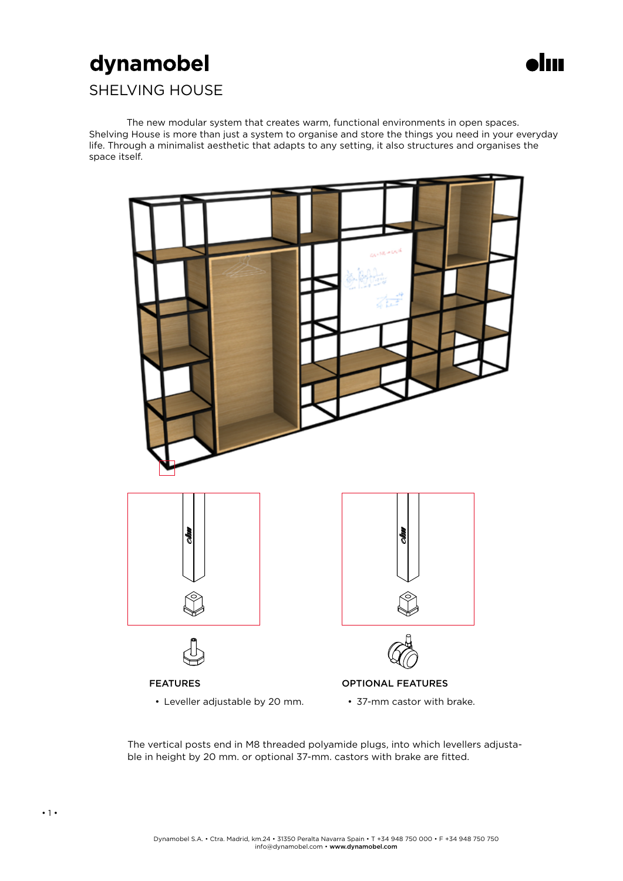# dynamobel

## SHELVING HOUSE

The new modular system that creates warm, functional environments in open spaces. Shelving House is more than just a system to organise and store the things you need in your everyday life. Through a minimalist aesthetic that adapts to any setting, it also structures and organises the space itself.

### FEATURES

- Leveller adjustable by 20 mm.

### OPTIONAL FEATURES

- 37-mm castor with brake.

The vertical posts end in M8 threaded polyamide plugs, into which levellers adjustable in height by 20 mm. or optional 37-mm. castors with brake are fitted.

Dynamobel S.A. • Ctra. Madrid, km.24 • 31350 Peralta Navarra Spain • T +34 948 750 000 • F +34 948 750 750
info@dynamobel.com • **www.dynamobel.com**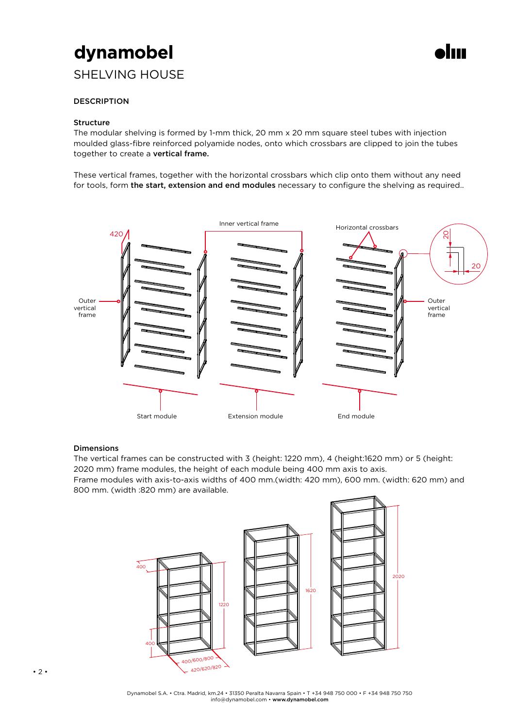# dynamobel

## SHELVING HOUSE

### DESCRIPTION

#### Structure

The modular shelving is formed by 1-mm thick, 20 mm x 20 mm square steel tubes with injection moulded glass-fibre reinforced polyamide nodes, onto which crossbars are clipped to join the tubes together to create a **vertical frame.**

These vertical frames, together with the horizontal crossbars which clip onto them without any need for tools, form **the start, extension and end modules** necessary to configure the shelving as required..

#### Dimensions

The vertical frames can be constructed with 3 (height: 1220 mm), 4 (height:1620 mm) or 5 (height: 2020 mm) frame modules, the height of each module being 400 mm axis to axis.

Frame modules with axis-to-axis widths of 400 mm.(width: 420 mm), 600 mm. (width: 620 mm) and 800 mm. (width :820 mm) are available.

Dynamobel S.A. • Ctra. Madrid, km.24 • 31350 Peralta Navarra Spain • T +34 948 750 000 • F +34 948 750 750
info@dynamobel.com • **www.dynamobel.com**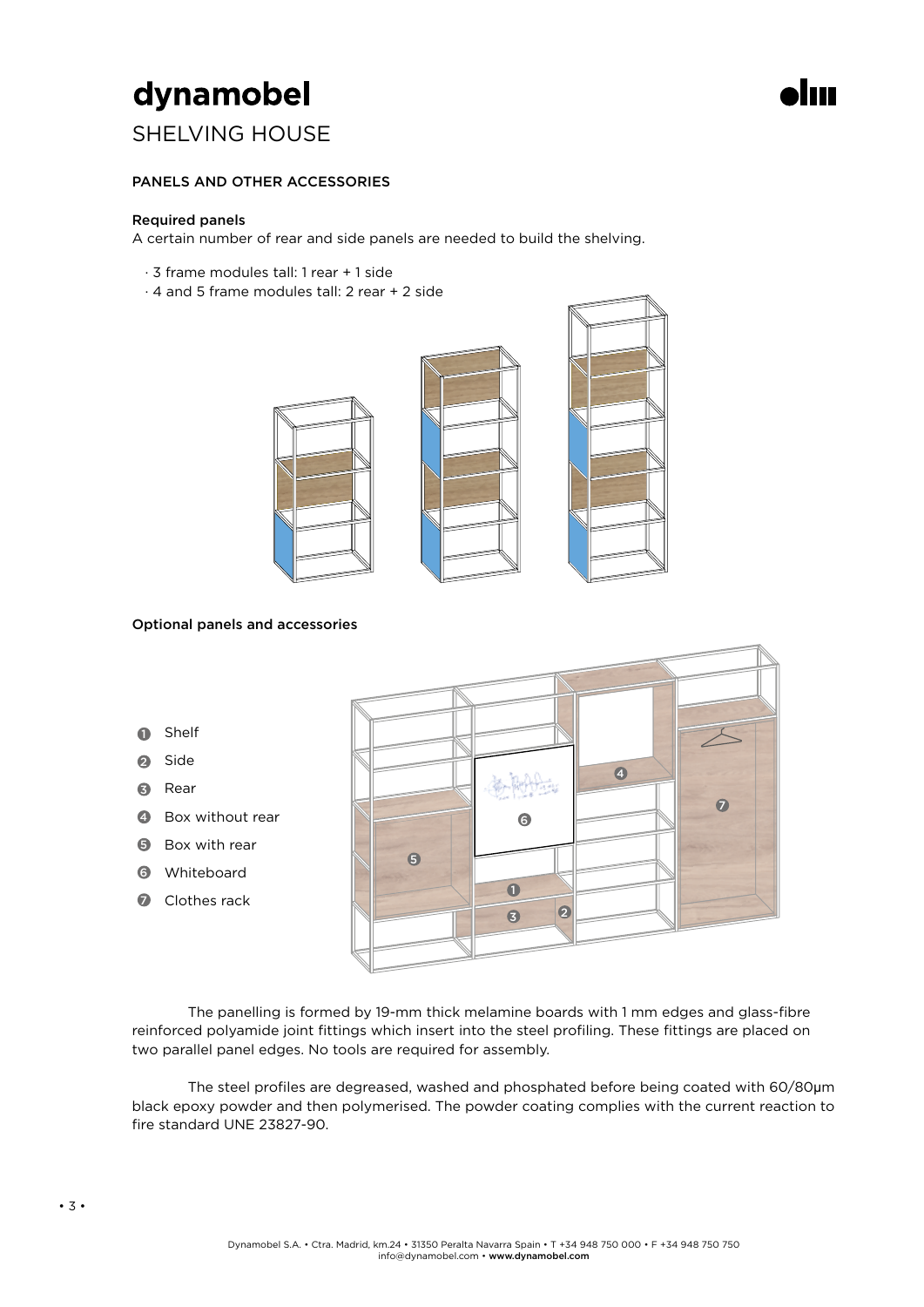# dynamobel

## SHELVING HOUSE

### PANELS AND OTHER ACCESSORIES

**Required panels**

A certain number of rear and side panels are needed to build the shelving.

- 3 frame modules tall: 1 rear + 1 side
- 4 and 5 frame modules tall: 2 rear + 2 side

**Optional panels and accessories**

1. Shelf
2. Side
3. Rear
4. Box without rear
5. Box with rear
6. Whiteboard
7. Clothes rack

The panelling is formed by 19-mm thick melamine boards with 1 mm edges and glass-fibre reinforced polyamide joint fittings which insert into the steel profiling. These fittings are placed on two parallel panel edges. No tools are required for assembly.

The steel profiles are degreased, washed and phosphated before being coated with 60/80µm black epoxy powder and then polymerised. The powder coating complies with the current reaction to fire standard UNE 23827-90.

Dynamobel S.A. • Ctra. Madrid, km.24 • 31350 Peralta Navarra Spain • T +34 948 750 000 • F +34 948 750 750
info@dynamobel.com • **www.dynamobel.com**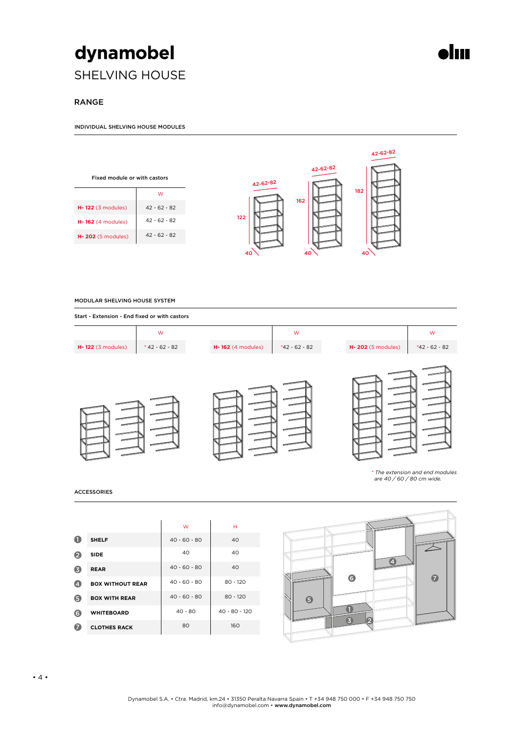# dynamobel

## SHELVING HOUSE

### RANGE

INDIVIDUAL SHELVING HOUSE MODULES

Fixed module or with castors

| | W |
|---|---|
| **H- 122** (3 modules) | 42 - 62 - 82 |
| **H- 162** (4 modules) | 42 - 62 - 82 |
| **H- 202** (5 modules) | 42 - 62 - 82 |

42-62-82
122
40
42-62-82
162
40
42-62-82
182
40

MODULAR SHELVING HOUSE SYSTEM

Start - Extension - End fixed or with castors

| | W | | W | | W |
|---|---|---|---|---|---|
| **H- 122** (3 modules) | * 42 - 62 - 82 | **H- 162** (4 modules) | *42 - 62 - 82 | **H- 202** (5 modules) | *42 - 62 - 82 |

* *The extension and end modules are 40 / 60 / 80 cm wide.*

ACCESSORIES

| | | W | H |
|---|---|---|---|
| 1 | **SHELF** | 40 - 60 - 80 | 40 |
| 2 | **SIDE** | 40 | 40 |
| 3 | **REAR** | 40 - 60 - 80 | 40 |
| 4 | **BOX WITHOUT REAR** | 40 - 60 - 80 | 80 - 120 |
| 5 | **BOX WITH REAR** | 40 - 60 - 80 | 80 - 120 |
| 6 | **WHITEBOARD** | 40 - 80 | 40 - 80 - 120 |
| 7 | **CLOTHES RACK** | 80 | 160 |

Dynamobel S.A. • Ctra. Madrid, km.24 • 31350 Peralta Navarra Spain • T +34 948 750 000 • F +34 948 750 750
info@dynamobel.com • **www.dynamobel.com**